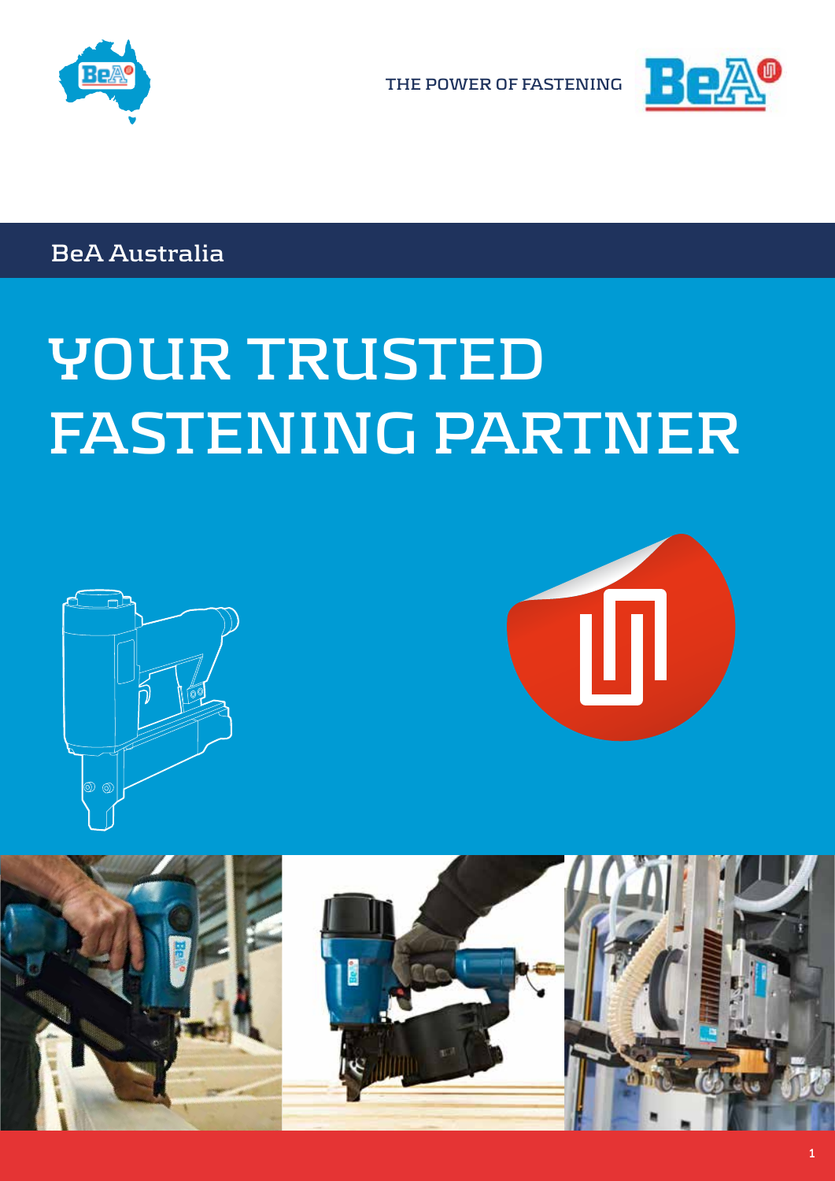THE POWER OF FASTENING

BeA Australia

# YOUR TRUSTED FASTENING PARTNER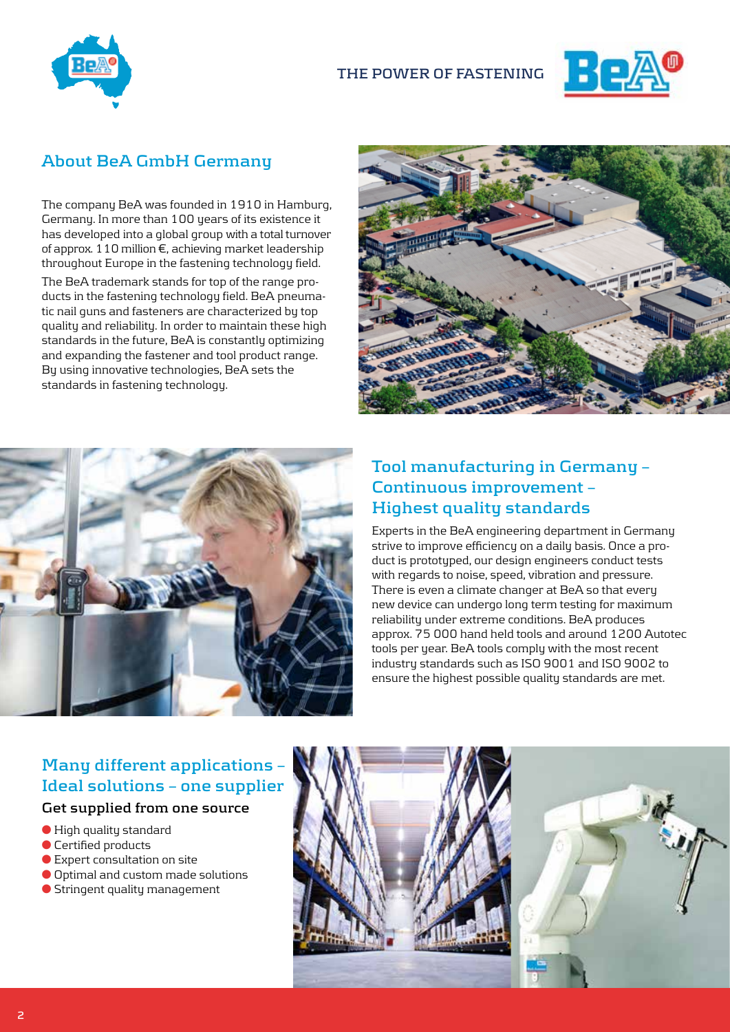THE POWER OF FASTENING

## About BeA GmbH Germany

The company BeA was founded in 1910 in Hamburg, Germany. In more than 100 years of its existence it has developed into a global group with a total turnover of approx. 110 million €, achieving market leadership throughout Europe in the fastening technology field.

The BeA trademark stands for top of the range products in the fastening technology field. BeA pneumatic nail guns and fasteners are characterized by top quality and reliability. In order to maintain these high standards in the future, BeA is constantly optimizing and expanding the fastener and tool product range. By using innovative technologies, BeA sets the standards in fastening technology.

## Tool manufacturing in Germany – Continuous improvement – Highest quality standards

Experts in the BeA engineering department in Germany strive to improve efficiency on a daily basis. Once a product is prototyped, our design engineers conduct tests with regards to noise, speed, vibration and pressure. There is even a climate changer at BeA so that every new device can undergo long term testing for maximum reliability under extreme conditions. BeA produces approx. 75 000 hand held tools and around 1200 Autotec tools per year. BeA tools comply with the most recent industry standards such as ISO 9001 and ISO 9002 to ensure the highest possible quality standards are met.

## Many different applications – Ideal solutions – one supplier

### Get supplied from one source

- High quality standard
- Certified products
- Expert consultation on site
- Optimal and custom made solutions
- Stringent quality management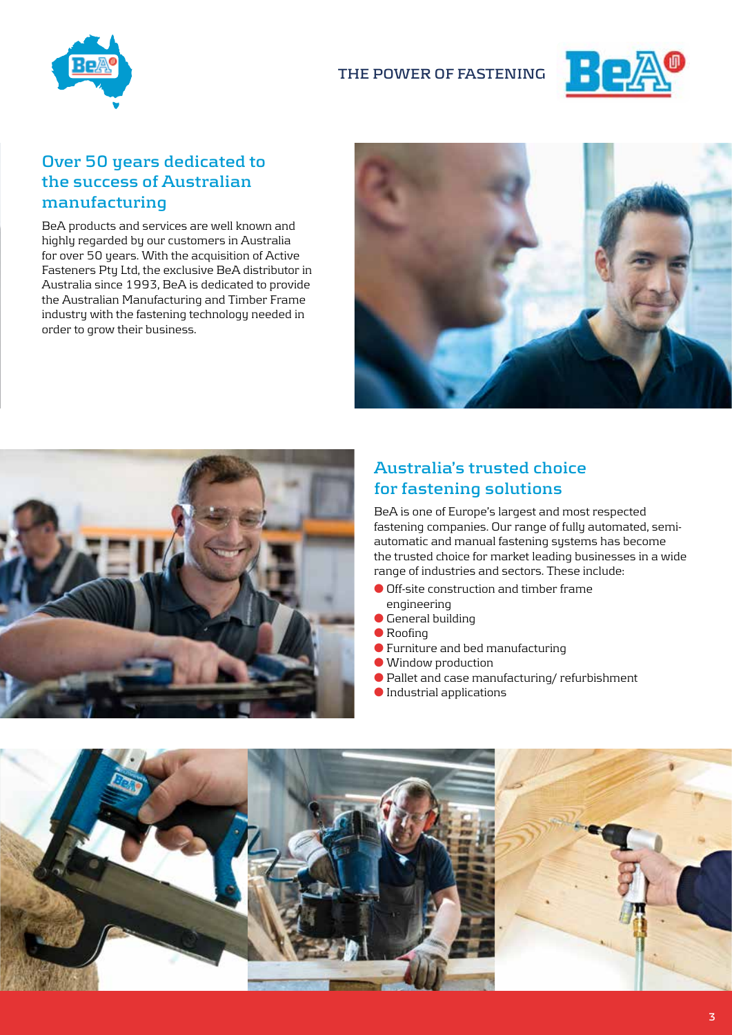## Over 50 years dedicated to the success of Australian manufacturing

BeA products and services are well known and highly regarded by our customers in Australia for over 50 years. With the acquisition of Active Fasteners Pty Ltd, the exclusive BeA distributor in Australia since 1993, BeA is dedicated to provide the Australian Manufacturing and Timber Frame industry with the fastening technology needed in order to grow their business.

## Australia's trusted choice for fastening solutions

BeA is one of Europe's largest and most respected fastening companies. Our range of fully automated, semi-automatic and manual fastening systems has become the trusted choice for market leading businesses in a wide range of industries and sectors. These include:

- Off-site construction and timber frame engineering
- General building
- Roofing
- Furniture and bed manufacturing
- Window production
- Pallet and case manufacturing/ refurbishment
- Industrial applications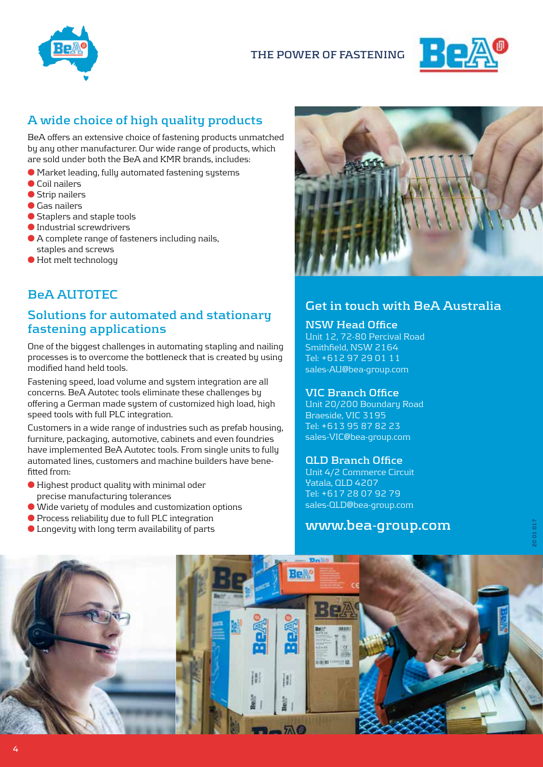THE POWER OF FASTENING

## A wide choice of high quality products

BeA offers an extensive choice of fastening products unmatched by any other manufacturer. Our wide range of products, which are sold under both the BeA and KMR brands, includes:

- Market leading, fully automated fastening systems
- Coil nailers
- Strip nailers
- Gas nailers
- Staplers and staple tools
- Industrial screwdrivers
- A complete range of fasteners including nails, staples and screws
- Hot melt technology

## BeA AUTOTEC

## Solutions for automated and stationary fastening applications

One of the biggest challenges in automating stapling and nailing processes is to overcome the bottleneck that is created by using modified hand held tools.

Fastening speed, load volume and system integration are all concerns. BeA Autotec tools eliminate these challenges by offering a German made system of customized high load, high speed tools with full PLC integration.

Customers in a wide range of industries such as prefab housing, furniture, packaging, automotive, cabinets and even foundries have implemented BeA Autotec tools. From single units to fully automated lines, customers and machine builders have benefitted from:

- Highest product quality with minimal oder precise manufacturing tolerances
- Wide variety of modules and customization options
- Process reliability due to full PLC integration
- Longevity with long term availability of parts

## Get in touch with BeA Australia

### NSW Head Office

Unit 12, 72-80 Percival Road
Smithfield, NSW 2164
Tel: +612 97 29 01 11
sales-AU@bea-group.com

### VIC Branch Office

Unit 20/200 Boundary Road
Braeside, VIC 3195
Tel: +613 95 87 82 23
sales-VIC@bea-group.com

### QLD Branch Office

Unit 4/2 Commerce Circuit
Yatala, QLD 4207
Tel: +617 28 07 92 79
sales-QLD@bea-group.com

**www.bea-group.com**

20 01 017